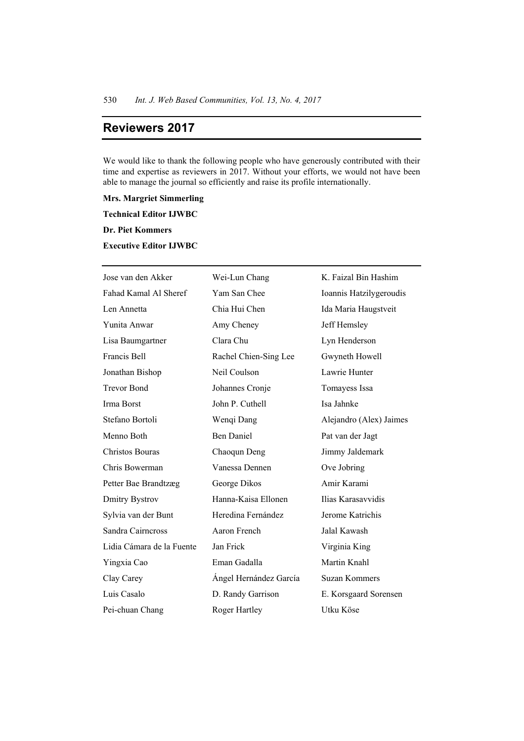# Reviewers 2017

We would like to thank the following people who have generously contributed with their time and expertise as reviewers in 2017. Without your efforts, we would not have been able to manage the journal so efficiently and raise its profile internationally.

**Mrs. Margriet Simmerling**

**Technical Editor IJWBC**

**Dr. Piet Kommers**

**Executive Editor IJWBC**

---

Jose van den Akker
Fahad Kamal Al Sheref
Len Annetta
Yunita Anwar
Lisa Baumgartner
Francis Bell
Jonathan Bishop
Trevor Bond
Irma Borst
Stefano Bortoli
Menno Both
Christos Bouras
Chris Bowerman
Petter Bae Brandtzæg
Dmitry Bystrov
Sylvia van der Bunt
Sandra Cairncross
Lidia Cámara de la Fuente
Yingxia Cao
Clay Carey
Luis Casalo
Pei-chuan Chang
Wei-Lun Chang
Yam San Chee
Chia Hui Chen
Amy Cheney
Clara Chu
Rachel Chien-Sing Lee
Neil Coulson
Johannes Cronje
John P. Cuthell
Wenqi Dang
Ben Daniel
Chaoqun Deng
Vanessa Dennen
George Dikos
Hanna-Kaisa Ellonen
Heredina Fernández
Aaron French
Jan Frick
Eman Gadalla
Ángel Hernández García
D. Randy Garrison
Roger Hartley
K. Faizal Bin Hashim
Ioannis Hatzilygeroudis
Ida Maria Haugstveit
Jeff Hemsley
Lyn Henderson
Gwyneth Howell
Lawrie Hunter
Tomayess Issa
Isa Jahnke
Alejandro (Alex) Jaimes
Pat van der Jagt
Jimmy Jaldemark
Ove Jobring
Amir Karami
Ilias Karasavvidis
Jerome Katrichis
Jalal Kawash
Virginia King
Martin Knahl
Suzan Kommers
E. Korsgaard Sorensen
Utku Köse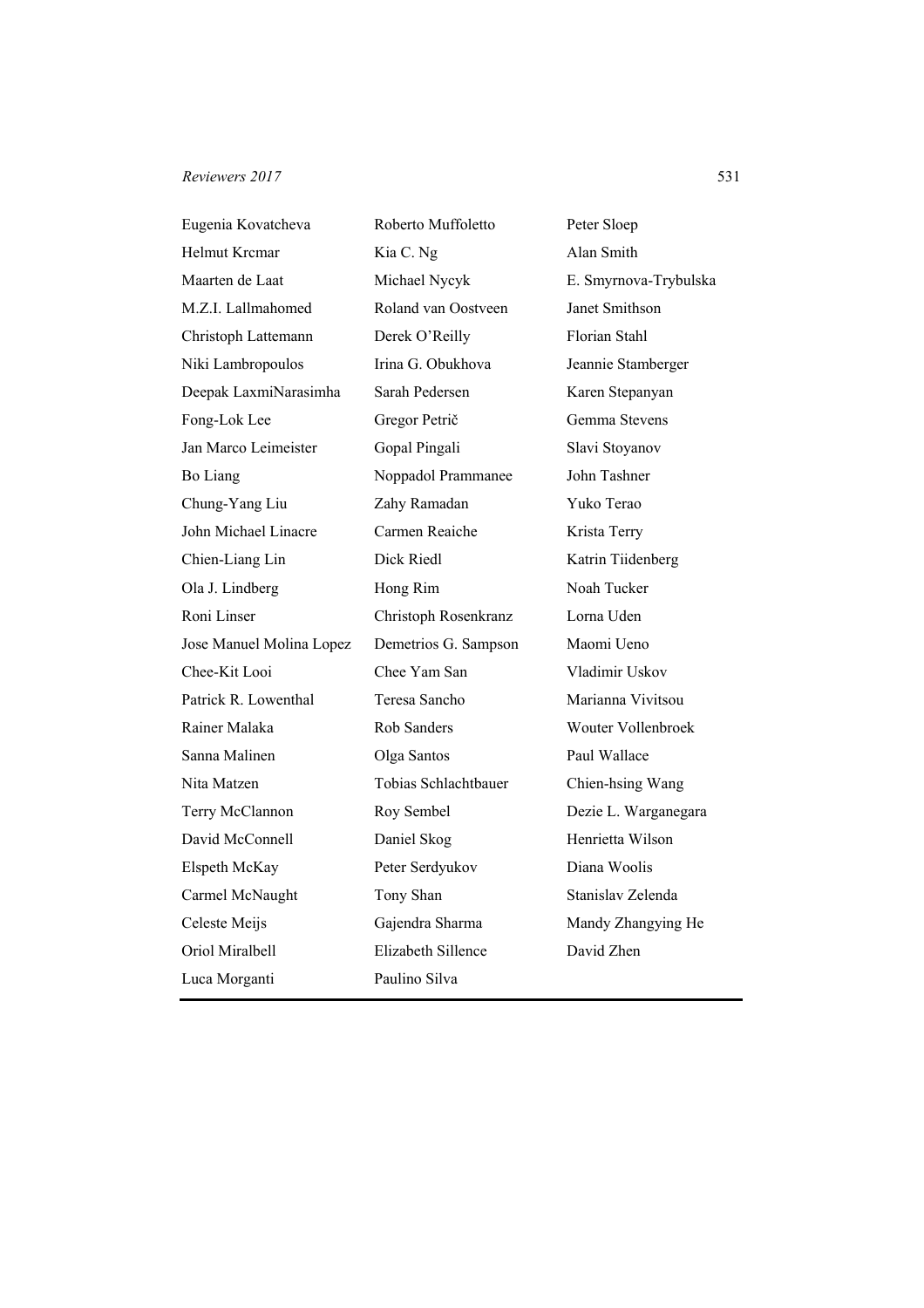Eugenia Kovatcheva
Helmut Krcmar
Maarten de Laat
M.Z.I. Lallmahomed
Christoph Lattemann
Niki Lambropoulos
Deepak LaxmiNarasimha
Fong-Lok Lee
Jan Marco Leimeister
Bo Liang
Chung-Yang Liu
John Michael Linacre
Chien-Liang Lin
Ola J. Lindberg
Roni Linser
Jose Manuel Molina Lopez
Chee-Kit Looi
Patrick R. Lowenthal
Rainer Malaka
Sanna Malinen
Nita Matzen
Terry McClannon
David McConnell
Elspeth McKay
Carmel McNaught
Celeste Meijs
Oriol Miralbell
Luca Morganti
Roberto Muffoletto
Kia C. Ng
Michael Nycyk
Roland van Oostveen
Derek O'Reilly
Irina G. Obukhova
Sarah Pedersen
Gregor Petrič
Gopal Pingali
Noppadol Prammanee
Zahy Ramadan
Carmen Reaiche
Dick Riedl
Hong Rim
Christoph Rosenkranz
Demetrios G. Sampson
Chee Yam San
Teresa Sancho
Rob Sanders
Olga Santos
Tobias Schlachtbauer
Roy Sembel
Daniel Skog
Peter Serdyukov
Tony Shan
Gajendra Sharma
Elizabeth Sillence
Paulino Silva
Peter Sloep
Alan Smith
E. Smyrnova-Trybulska
Janet Smithson
Florian Stahl
Jeannie Stamberger
Karen Stepanyan
Gemma Stevens
Slavi Stoyanov
John Tashner
Yuko Terao
Krista Terry
Katrin Tiidenberg
Noah Tucker
Lorna Uden
Maomi Ueno
Vladimir Uskov
Marianna Vivitsou
Wouter Vollenbroek
Paul Wallace
Chien-hsing Wang
Dezie L. Warganegara
Henrietta Wilson
Diana Woolis
Stanislav Zelenda
Mandy Zhangying He
David Zhen